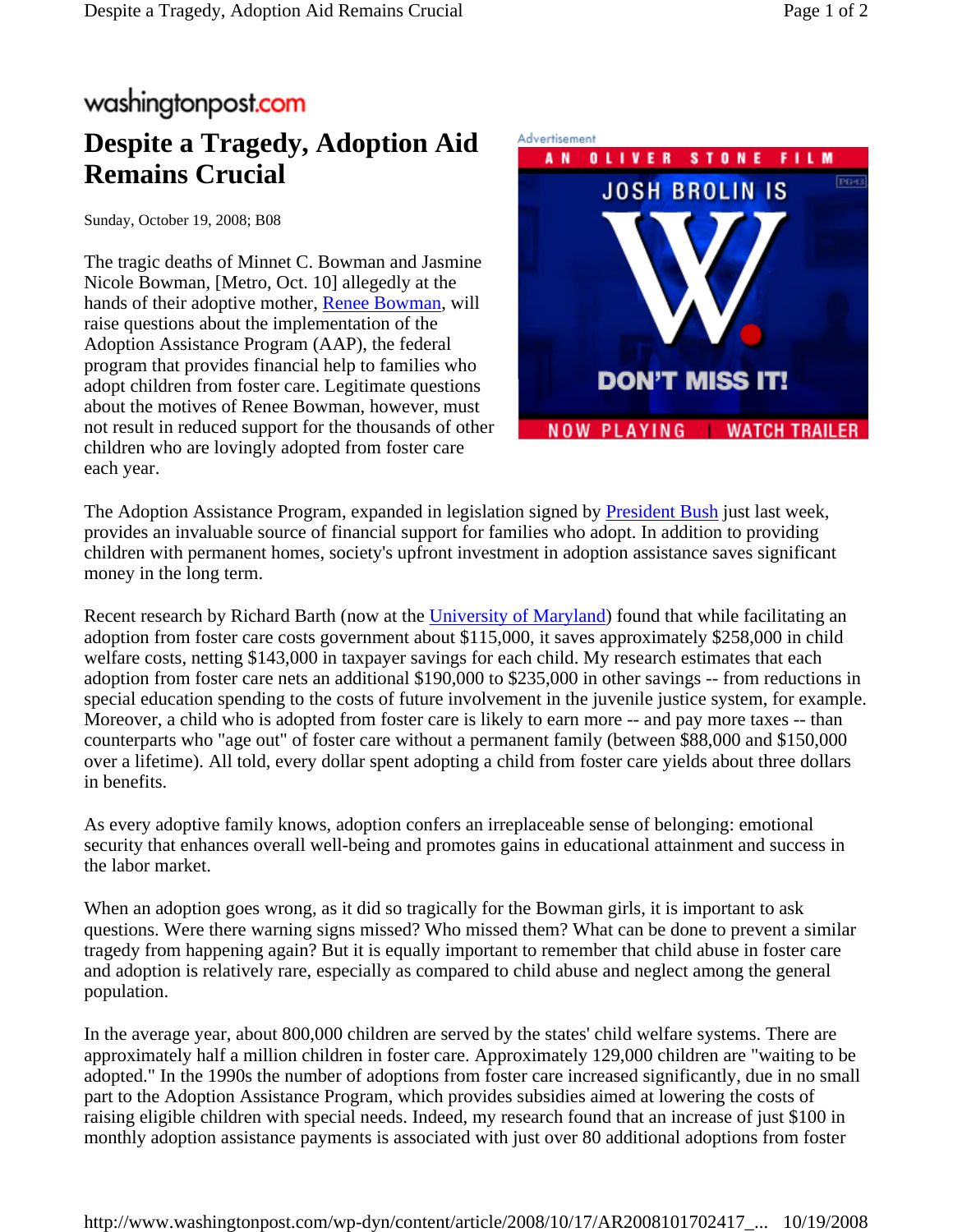washingtonpost.com

# Despite a Tragedy, Adoption Aid Remains Crucial

Sunday, October 19, 2008; B08

The tragic deaths of Minnet C. Bowman and Jasmine Nicole Bowman, [Metro, Oct. 10] allegedly at the hands of their adoptive mother, Renee Bowman, will raise questions about the implementation of the Adoption Assistance Program (AAP), the federal program that provides financial help to families who adopt children from foster care. Legitimate questions about the motives of Renee Bowman, however, must not result in reduced support for the thousands of other children who are lovingly adopted from foster care each year.

The Adoption Assistance Program, expanded in legislation signed by President Bush just last week, provides an invaluable source of financial support for families who adopt. In addition to providing children with permanent homes, society's upfront investment in adoption assistance saves significant money in the long term.

Recent research by Richard Barth (now at the University of Maryland) found that while facilitating an adoption from foster care costs government about $115,000, it saves approximately $258,000 in child welfare costs, netting $143,000 in taxpayer savings for each child. My research estimates that each adoption from foster care nets an additional $190,000 to $235,000 in other savings -- from reductions in special education spending to the costs of future involvement in the juvenile justice system, for example. Moreover, a child who is adopted from foster care is likely to earn more -- and pay more taxes -- than counterparts who "age out" of foster care without a permanent family (between $88,000 and $150,000 over a lifetime). All told, every dollar spent adopting a child from foster care yields about three dollars in benefits.

As every adoptive family knows, adoption confers an irreplaceable sense of belonging: emotional security that enhances overall well-being and promotes gains in educational attainment and success in the labor market.

When an adoption goes wrong, as it did so tragically for the Bowman girls, it is important to ask questions. Were there warning signs missed? Who missed them? What can be done to prevent a similar tragedy from happening again? But it is equally important to remember that child abuse in foster care and adoption is relatively rare, especially as compared to child abuse and neglect among the general population.

In the average year, about 800,000 children are served by the states' child welfare systems. There are approximately half a million children in foster care. Approximately 129,000 children are "waiting to be adopted." In the 1990s the number of adoptions from foster care increased significantly, due in no small part to the Adoption Assistance Program, which provides subsidies aimed at lowering the costs of raising eligible children with special needs. Indeed, my research found that an increase of just $100 in monthly adoption assistance payments is associated with just over 80 additional adoptions from foster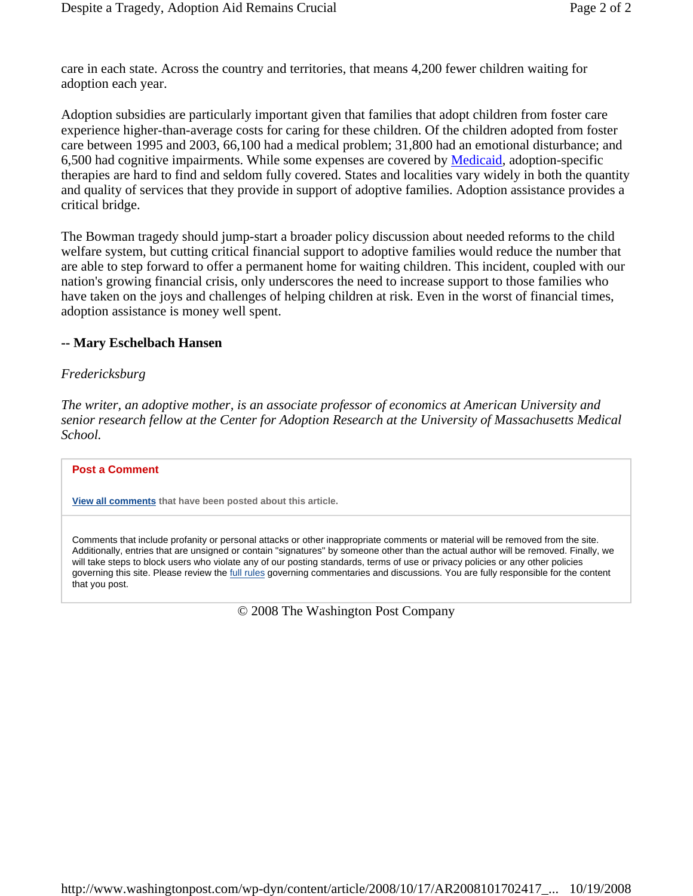care in each state. Across the country and territories, that means 4,200 fewer children waiting for adoption each year.

Adoption subsidies are particularly important given that families that adopt children from foster care experience higher-than-average costs for caring for these children. Of the children adopted from foster care between 1995 and 2003, 66,100 had a medical problem; 31,800 had an emotional disturbance; and 6,500 had cognitive impairments. While some expenses are covered by Medicaid, adoption-specific therapies are hard to find and seldom fully covered. States and localities vary widely in both the quantity and quality of services that they provide in support of adoptive families. Adoption assistance provides a critical bridge.

The Bowman tragedy should jump-start a broader policy discussion about needed reforms to the child welfare system, but cutting critical financial support to adoptive families would reduce the number that are able to step forward to offer a permanent home for waiting children. This incident, coupled with our nation's growing financial crisis, only underscores the need to increase support to those families who have taken on the joys and challenges of helping children at risk. Even in the worst of financial times, adoption assistance is money well spent.

**-- Mary Eschelbach Hansen**

*Fredericksburg*

*The writer, an adoptive mother, is an associate professor of economics at American University and senior research fellow at the Center for Adoption Research at the University of Massachusetts Medical School.*

**Post a Comment**

**View all comments that have been posted about this article.**

Comments that include profanity or personal attacks or other inappropriate comments or material will be removed from the site. Additionally, entries that are unsigned or contain "signatures" by someone other than the actual author will be removed. Finally, we will take steps to block users who violate any of our posting standards, terms of use or privacy policies or any other policies governing this site. Please review the full rules governing commentaries and discussions. You are fully responsible for the content that you post.

© 2008 The Washington Post Company